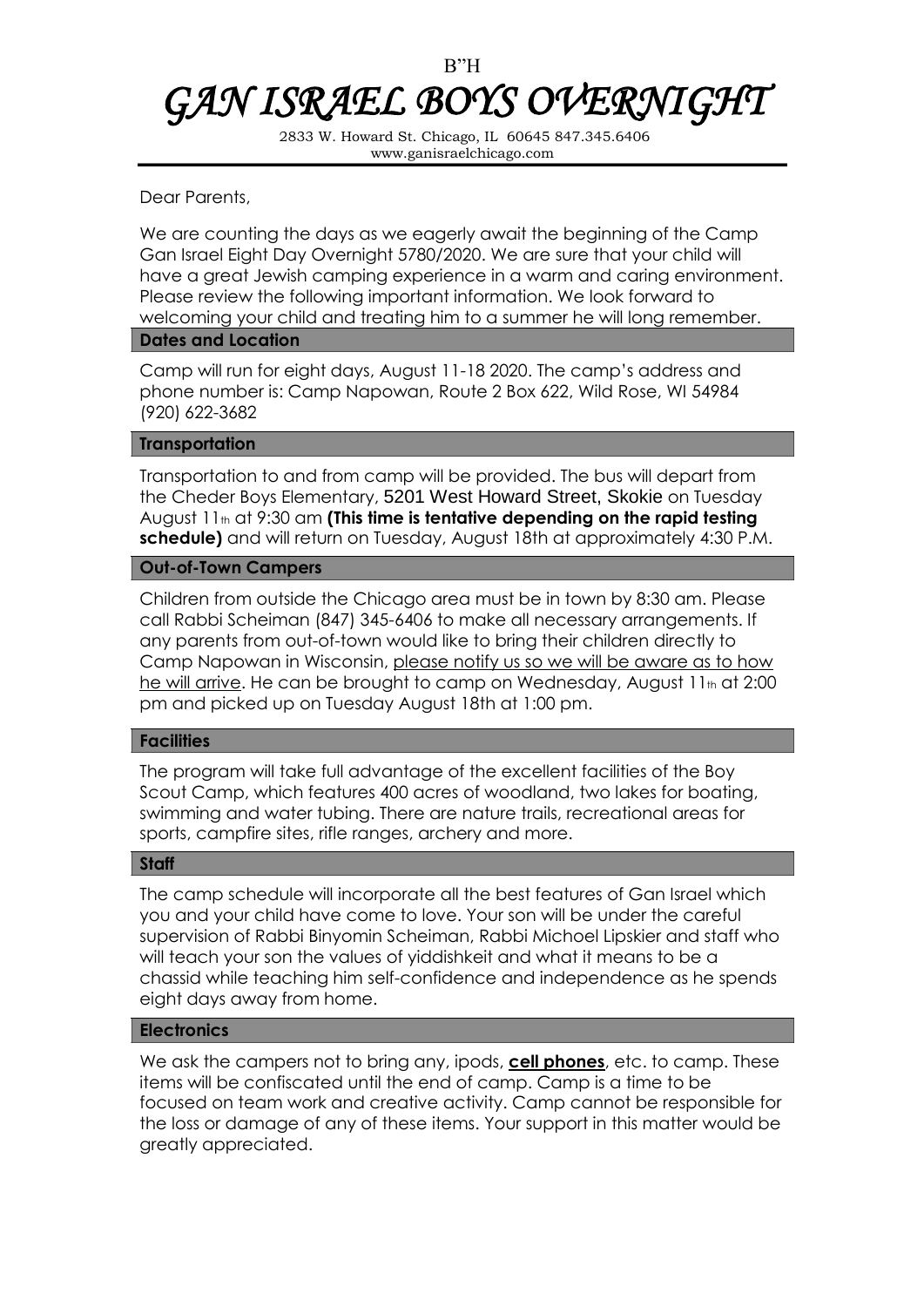B"H

# GAN ISRAEL BOYS OVERNIGHT

2833 W. Howard St. Chicago, IL 60645 847.345.6406
www.ganisraelchicago.com

Dear Parents,

We are counting the days as we eagerly await the beginning of the Camp Gan Israel Eight Day Overnight 5780/2020. We are sure that your child will have a great Jewish camping experience in a warm and caring environment. Please review the following important information. We look forward to welcoming your child and treating him to a summer he will long remember.

## Dates and Location

Camp will run for eight days, August 11-18 2020. The camp's address and phone number is: Camp Napowan, Route 2 Box 622, Wild Rose, WI 54984 (920) 622-3682

## Transportation

Transportation to and from camp will be provided. The bus will depart from the Cheder Boys Elementary, 5201 West Howard Street, Skokie on Tuesday August 11th at 9:30 am **(This time is tentative depending on the rapid testing schedule)** and will return on Tuesday, August 18th at approximately 4:30 P.M.

## Out-of-Town Campers

Children from outside the Chicago area must be in town by 8:30 am. Please call Rabbi Scheiman (847) 345-6406 to make all necessary arrangements. If any parents from out-of-town would like to bring their children directly to Camp Napowan in Wisconsin, <u>please notify us so we will be aware as to how he will arrive</u>. He can be brought to camp on Wednesday, August 11th at 2:00 pm and picked up on Tuesday August 18th at 1:00 pm.

## Facilities

The program will take full advantage of the excellent facilities of the Boy Scout Camp, which features 400 acres of woodland, two lakes for boating, swimming and water tubing. There are nature trails, recreational areas for sports, campfire sites, rifle ranges, archery and more.

## Staff

The camp schedule will incorporate all the best features of Gan Israel which you and your child have come to love. Your son will be under the careful supervision of Rabbi Binyomin Scheiman, Rabbi Michoel Lipskier and staff who will teach your son the values of yiddishkeit and what it means to be a chassid while teaching him self-confidence and independence as he spends eight days away from home.

## Electronics

We ask the campers not to bring any, ipods, **<u>cell phones</u>**, etc. to camp. These items will be confiscated until the end of camp. Camp is a time to be focused on team work and creative activity. Camp cannot be responsible for the loss or damage of any of these items. Your support in this matter would be greatly appreciated.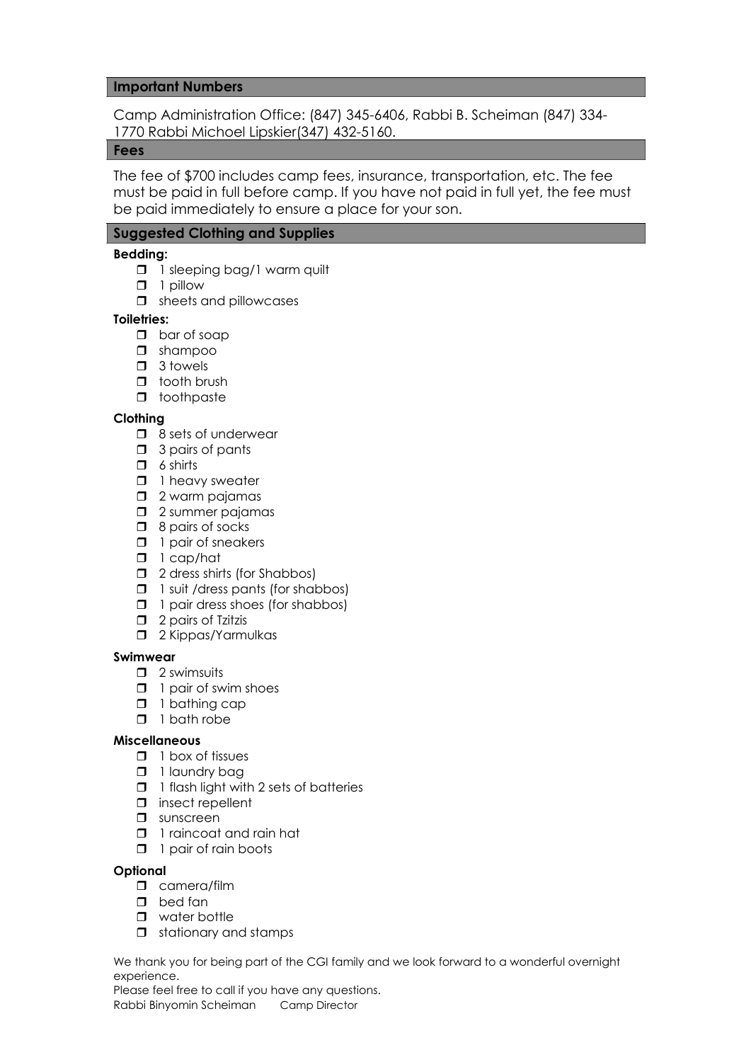## Important Numbers

Camp Administration Office: (847) 345-6406, Rabbi B. Scheiman (847) 334-1770 Rabbi Michoel Lipskier(347) 432-5160.

## Fees

The fee of $700 includes camp fees, insurance, transportation, etc. The fee must be paid in full before camp. If you have not paid in full yet, the fee must be paid immediately to ensure a place for your son.

## Suggested Clothing and Supplies

**Bedding:**

- ❒ 1 sleeping bag/1 warm quilt
- ❒ 1 pillow
- ❒ sheets and pillowcases

**Toiletries:**

- ❒ bar of soap
- ❒ shampoo
- ❒ 3 towels
- ❒ tooth brush
- ❒ toothpaste

**Clothing**

- ❒ 8 sets of underwear
- ❒ 3 pairs of pants
- ❒ 6 shirts
- ❒ 1 heavy sweater
- ❒ 2 warm pajamas
- ❒ 2 summer pajamas
- ❒ 8 pairs of socks
- ❒ 1 pair of sneakers
- ❒ 1 cap/hat
- ❒ 2 dress shirts (for Shabbos)
- ❒ 1 suit /dress pants (for shabbos)
- ❒ 1 pair dress shoes (for shabbos)
- ❒ 2 pairs of Tzitzis
- ❒ 2 Kippas/Yarmulkas

**Swimwear**

- ❒ 2 swimsuits
- ❒ 1 pair of swim shoes
- ❒ 1 bathing cap
- ❒ 1 bath robe

**Miscellaneous**

- ❒ 1 box of tissues
- ❒ 1 laundry bag
- ❒ 1 flash light with 2 sets of batteries
- ❒ insect repellent
- ❒ sunscreen
- ❒ 1 raincoat and rain hat
- ❒ 1 pair of rain boots

**Optional**

- ❒ camera/film
- ❒ bed fan
- ❒ water bottle
- ❒ stationary and stamps

We thank you for being part of the CGI family and we look forward to a wonderful overnight experience.
Please feel free to call if you have any questions.
Rabbi Binyomin Scheiman Camp Director